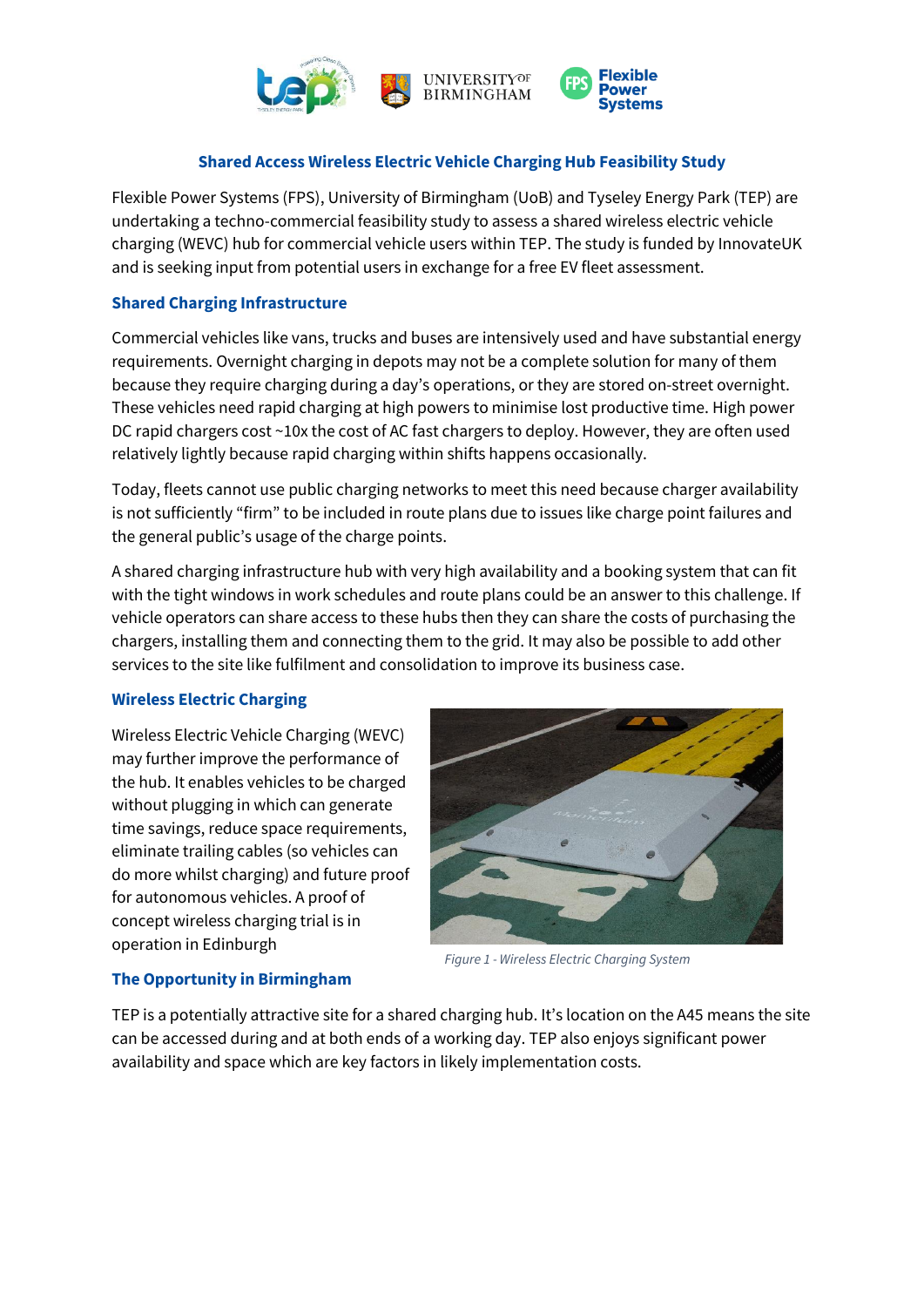## Shared Access Wireless Electric Vehicle Charging Hub Feasibility Study

Flexible Power Systems (FPS), University of Birmingham (UoB) and Tyseley Energy Park (TEP) are undertaking a techno-commercial feasibility study to assess a shared wireless electric vehicle charging (WEVC) hub for commercial vehicle users within TEP. The study is funded by InnovateUK and is seeking input from potential users in exchange for a free EV fleet assessment.

### Shared Charging Infrastructure

Commercial vehicles like vans, trucks and buses are intensively used and have substantial energy requirements. Overnight charging in depots may not be a complete solution for many of them because they require charging during a day's operations, or they are stored on-street overnight. These vehicles need rapid charging at high powers to minimise lost productive time. High power DC rapid chargers cost ~10x the cost of AC fast chargers to deploy. However, they are often used relatively lightly because rapid charging within shifts happens occasionally.

Today, fleets cannot use public charging networks to meet this need because charger availability is not sufficiently "firm" to be included in route plans due to issues like charge point failures and the general public's usage of the charge points.

A shared charging infrastructure hub with very high availability and a booking system that can fit with the tight windows in work schedules and route plans could be an answer to this challenge. If vehicle operators can share access to these hubs then they can share the costs of purchasing the chargers, installing them and connecting them to the grid. It may also be possible to add other services to the site like fulfilment and consolidation to improve its business case.

### Wireless Electric Charging

Wireless Electric Vehicle Charging (WEVC) may further improve the performance of the hub. It enables vehicles to be charged without plugging in which can generate time savings, reduce space requirements, eliminate trailing cables (so vehicles can do more whilst charging) and future proof for autonomous vehicles. A proof of concept wireless charging trial is in operation in Edinburgh

*Figure 1 - Wireless Electric Charging System*

### The Opportunity in Birmingham

TEP is a potentially attractive site for a shared charging hub. It's location on the A45 means the site can be accessed during and at both ends of a working day. TEP also enjoys significant power availability and space which are key factors in likely implementation costs.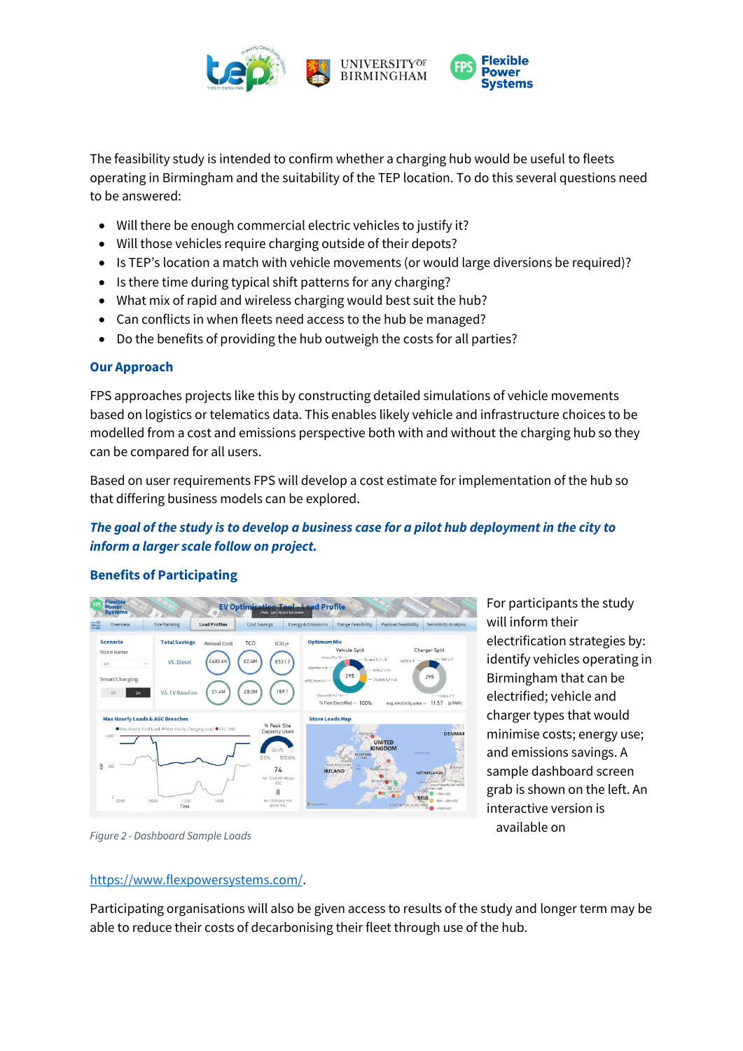The feasibility study is intended to confirm whether a charging hub would be useful to fleets operating in Birmingham and the suitability of the TEP location. To do this several questions need to be answered:

- Will there be enough commercial electric vehicles to justify it?
- Will those vehicles require charging outside of their depots?
- Is TEP's location a match with vehicle movements (or would large diversions be required)?
- Is there time during typical shift patterns for any charging?
- What mix of rapid and wireless charging would best suit the hub?
- Can conflicts in when fleets need access to the hub be managed?
- Do the benefits of providing the hub outweigh the costs for all parties?

### Our Approach

FPS approaches projects like this by constructing detailed simulations of vehicle movements based on logistics or telematics data. This enables likely vehicle and infrastructure choices to be modelled from a cost and emissions perspective both with and without the charging hub so they can be compared for all users.

Based on user requirements FPS will develop a cost estimate for implementation of the hub so that differing business models can be explored.

***The goal of the study is to develop a business case for a pilot hub deployment in the city to inform a larger scale follow on project.***

### Benefits of Participating

For participants the study will inform their electrification strategies by: identify vehicles operating in Birmingham that can be electrified; vehicle and charger types that would minimise costs; energy use; and emissions savings. A sample dashboard screen grab is shown on the left. An interactive version is available on https://www.flexpowersystems.com/.

*Figure 2 - Dashboard Sample Loads*

Participating organisations will also be given access to results of the study and longer term may be able to reduce their costs of decarbonising their fleet through use of the hub.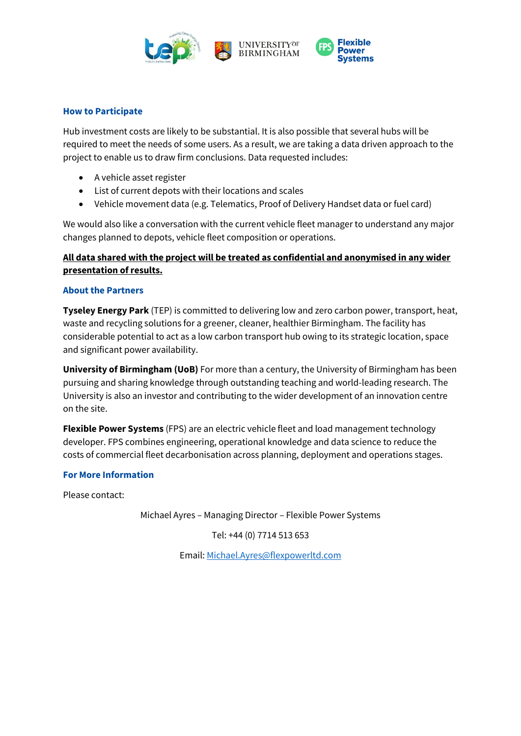## How to Participate

Hub investment costs are likely to be substantial. It is also possible that several hubs will be required to meet the needs of some users. As a result, we are taking a data driven approach to the project to enable us to draw firm conclusions. Data requested includes:

- A vehicle asset register
- List of current depots with their locations and scales
- Vehicle movement data (e.g. Telematics, Proof of Delivery Handset data or fuel card)

We would also like a conversation with the current vehicle fleet manager to understand any major changes planned to depots, vehicle fleet composition or operations.

**All data shared with the project will be treated as confidential and anonymised in any wider presentation of results.**

## About the Partners

**Tyseley Energy Park** (TEP) is committed to delivering low and zero carbon power, transport, heat, waste and recycling solutions for a greener, cleaner, healthier Birmingham. The facility has considerable potential to act as a low carbon transport hub owing to its strategic location, space and significant power availability.

**University of Birmingham (UoB)** For more than a century, the University of Birmingham has been pursuing and sharing knowledge through outstanding teaching and world-leading research. The University is also an investor and contributing to the wider development of an innovation centre on the site.

**Flexible Power Systems** (FPS) are an electric vehicle fleet and load management technology developer. FPS combines engineering, operational knowledge and data science to reduce the costs of commercial fleet decarbonisation across planning, deployment and operations stages.

## For More Information

Please contact:

Michael Ayres – Managing Director – Flexible Power Systems

Tel: +44 (0) 7714 513 653

Email: Michael.Ayres@flexpowerltd.com